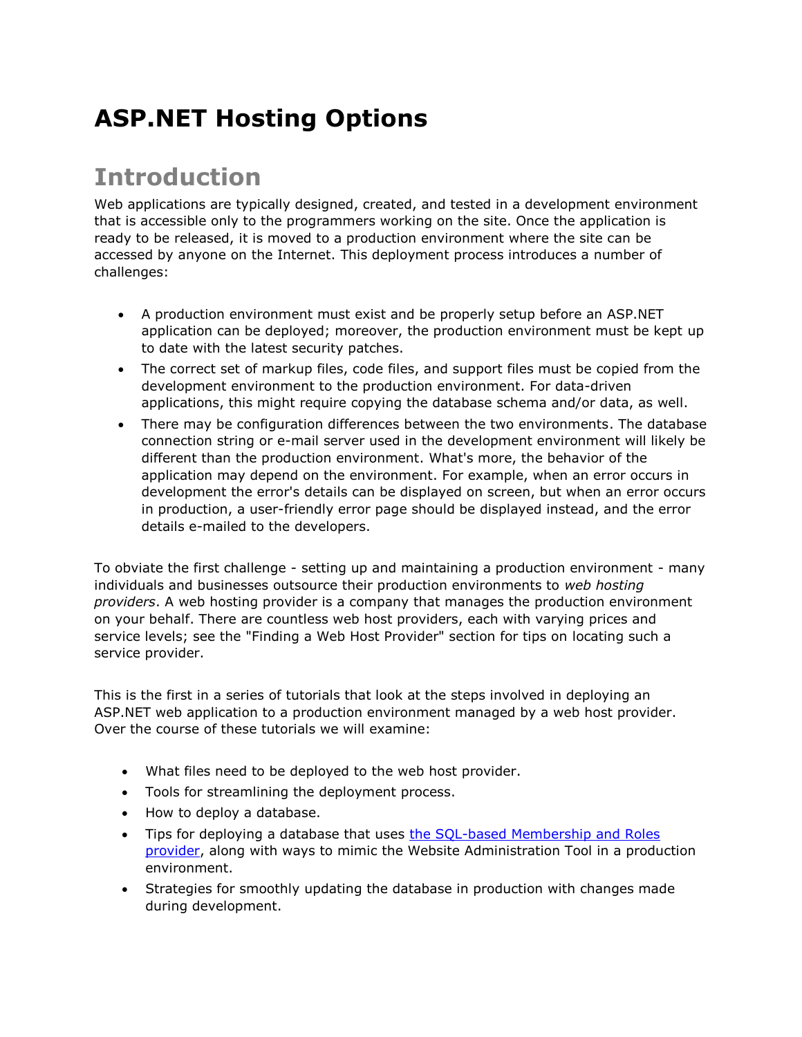# ASP.NET Hosting Options

## Introduction

Web applications are typically designed, created, and tested in a development environment that is accessible only to the programmers working on the site. Once the application is ready to be released, it is moved to a production environment where the site can be accessed by anyone on the Internet. This deployment process introduces a number of challenges:

- A production environment must exist and be properly setup before an ASP.NET application can be deployed; moreover, the production environment must be kept up to date with the latest security patches.
- The correct set of markup files, code files, and support files must be copied from the development environment to the production environment. For data-driven applications, this might require copying the database schema and/or data, as well.
- There may be configuration differences between the two environments. The database connection string or e-mail server used in the development environment will likely be different than the production environment. What's more, the behavior of the application may depend on the environment. For example, when an error occurs in development the error's details can be displayed on screen, but when an error occurs in production, a user-friendly error page should be displayed instead, and the error details e-mailed to the developers.

To obviate the first challenge - setting up and maintaining a production environment - many individuals and businesses outsource their production environments to *web hosting providers*. A web hosting provider is a company that manages the production environment on your behalf. There are countless web host providers, each with varying prices and service levels; see the "Finding a Web Host Provider" section for tips on locating such a service provider.

This is the first in a series of tutorials that look at the steps involved in deploying an ASP.NET web application to a production environment managed by a web host provider. Over the course of these tutorials we will examine:

- What files need to be deployed to the web host provider.
- Tools for streamlining the deployment process.
- How to deploy a database.
- Tips for deploying a database that uses the SQL-based Membership and Roles provider, along with ways to mimic the Website Administration Tool in a production environment.
- Strategies for smoothly updating the database in production with changes made during development.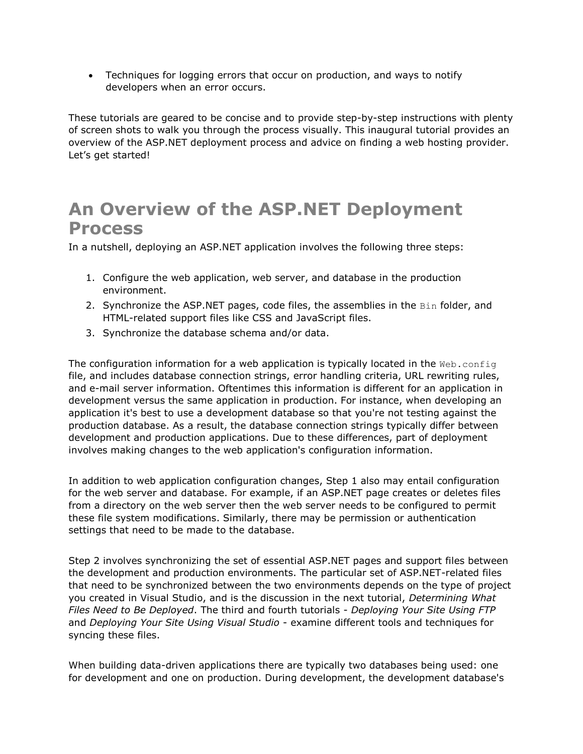- Techniques for logging errors that occur on production, and ways to notify developers when an error occurs.

These tutorials are geared to be concise and to provide step-by-step instructions with plenty of screen shots to walk you through the process visually. This inaugural tutorial provides an overview of the ASP.NET deployment process and advice on finding a web hosting provider. Let's get started!

# An Overview of the ASP.NET Deployment Process

In a nutshell, deploying an ASP.NET application involves the following three steps:

1. Configure the web application, web server, and database in the production environment.
2. Synchronize the ASP.NET pages, code files, the assemblies in the `Bin` folder, and HTML-related support files like CSS and JavaScript files.
3. Synchronize the database schema and/or data.

The configuration information for a web application is typically located in the `Web.config` file, and includes database connection strings, error handling criteria, URL rewriting rules, and e-mail server information. Oftentimes this information is different for an application in development versus the same application in production. For instance, when developing an application it's best to use a development database so that you're not testing against the production database. As a result, the database connection strings typically differ between development and production applications. Due to these differences, part of deployment involves making changes to the web application's configuration information.

In addition to web application configuration changes, Step 1 also may entail configuration for the web server and database. For example, if an ASP.NET page creates or deletes files from a directory on the web server then the web server needs to be configured to permit these file system modifications. Similarly, there may be permission or authentication settings that need to be made to the database.

Step 2 involves synchronizing the set of essential ASP.NET pages and support files between the development and production environments. The particular set of ASP.NET-related files that need to be synchronized between the two environments depends on the type of project you created in Visual Studio, and is the discussion in the next tutorial, *Determining What Files Need to Be Deployed*. The third and fourth tutorials - *Deploying Your Site Using FTP* and *Deploying Your Site Using Visual Studio* - examine different tools and techniques for syncing these files.

When building data-driven applications there are typically two databases being used: one for development and one on production. During development, the development database's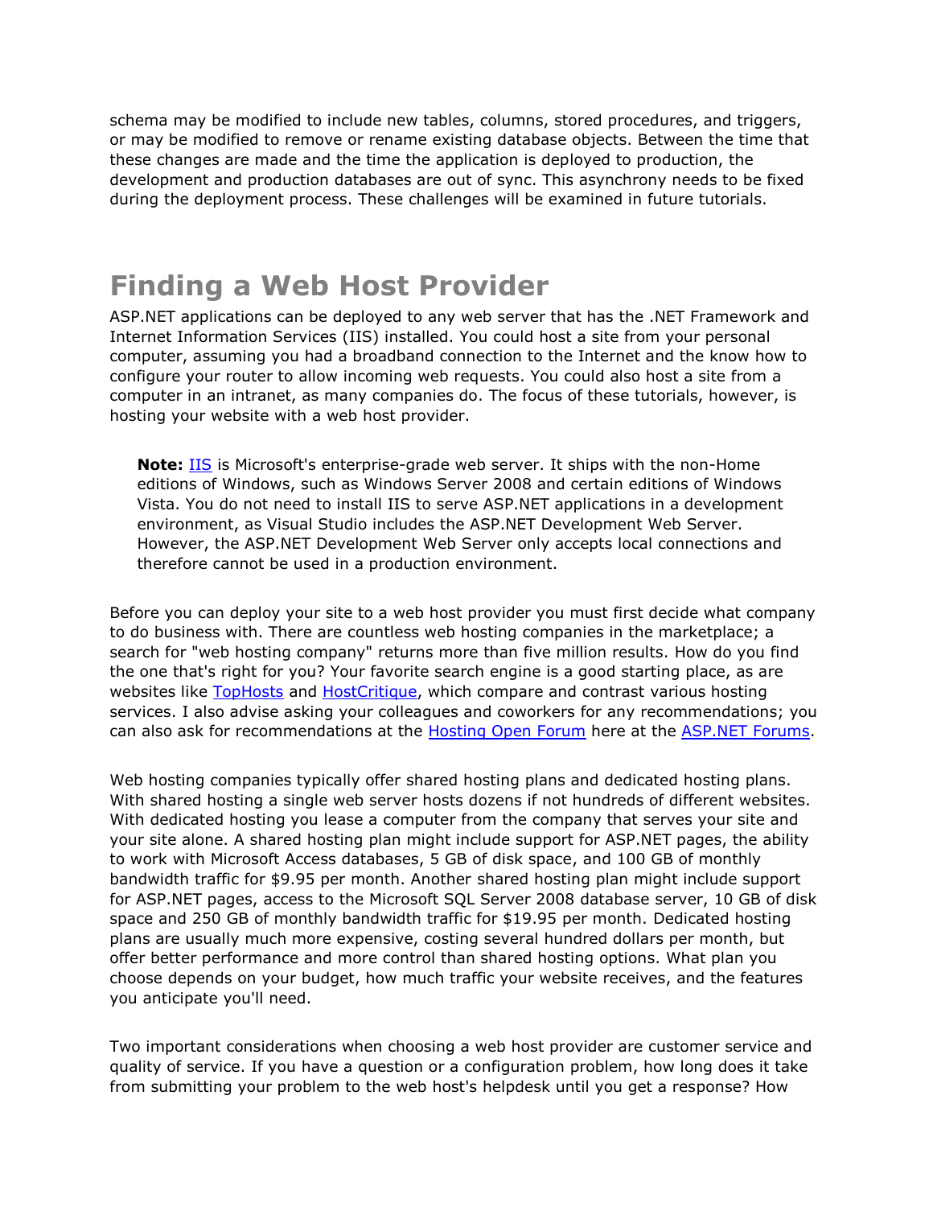schema may be modified to include new tables, columns, stored procedures, and triggers, or may be modified to remove or rename existing database objects. Between the time that these changes are made and the time the application is deployed to production, the development and production databases are out of sync. This asynchrony needs to be fixed during the deployment process. These challenges will be examined in future tutorials.

# Finding a Web Host Provider

ASP.NET applications can be deployed to any web server that has the .NET Framework and Internet Information Services (IIS) installed. You could host a site from your personal computer, assuming you had a broadband connection to the Internet and the know how to configure your router to allow incoming web requests. You could also host a site from a computer in an intranet, as many companies do. The focus of these tutorials, however, is hosting your website with a web host provider.

> **Note:** [IIS]() is Microsoft's enterprise-grade web server. It ships with the non-Home editions of Windows, such as Windows Server 2008 and certain editions of Windows Vista. You do not need to install IIS to serve ASP.NET applications in a development environment, as Visual Studio includes the ASP.NET Development Web Server. However, the ASP.NET Development Web Server only accepts local connections and therefore cannot be used in a production environment.

Before you can deploy your site to a web host provider you must first decide what company to do business with. There are countless web hosting companies in the marketplace; a search for "web hosting company" returns more than five million results. How do you find the one that's right for you? Your favorite search engine is a good starting place, as are websites like [TopHosts]() and [HostCritique](), which compare and contrast various hosting services. I also advise asking your colleagues and coworkers for any recommendations; you can also ask for recommendations at the [Hosting Open Forum]() here at the [ASP.NET Forums]().

Web hosting companies typically offer shared hosting plans and dedicated hosting plans. With shared hosting a single web server hosts dozens if not hundreds of different websites. With dedicated hosting you lease a computer from the company that serves your site and your site alone. A shared hosting plan might include support for ASP.NET pages, the ability to work with Microsoft Access databases, 5 GB of disk space, and 100 GB of monthly bandwidth traffic for $9.95 per month. Another shared hosting plan might include support for ASP.NET pages, access to the Microsoft SQL Server 2008 database server, 10 GB of disk space and 250 GB of monthly bandwidth traffic for $19.95 per month. Dedicated hosting plans are usually much more expensive, costing several hundred dollars per month, but offer better performance and more control than shared hosting options. What plan you choose depends on your budget, how much traffic your website receives, and the features you anticipate you'll need.

Two important considerations when choosing a web host provider are customer service and quality of service. If you have a question or a configuration problem, how long does it take from submitting your problem to the web host's helpdesk until you get a response? How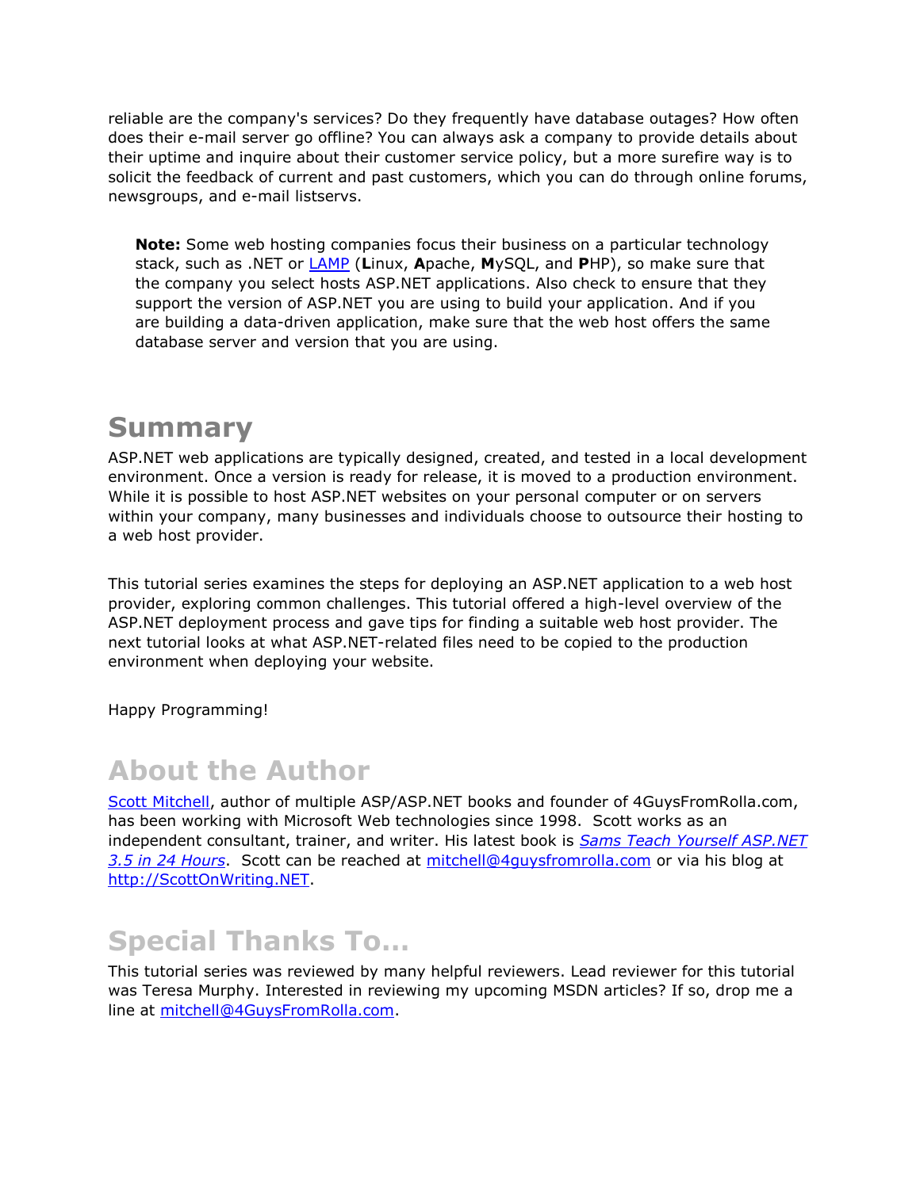reliable are the company's services? Do they frequently have database outages? How often does their e-mail server go offline? You can always ask a company to provide details about their uptime and inquire about their customer service policy, but a more surefire way is to solicit the feedback of current and past customers, which you can do through online forums, newsgroups, and e-mail listservs.

> **Note:** Some web hosting companies focus their business on a particular technology stack, such as .NET or LAMP (**L**inux, **A**pache, **M**ySQL, and **P**HP), so make sure that the company you select hosts ASP.NET applications. Also check to ensure that they support the version of ASP.NET you are using to build your application. And if you are building a data-driven application, make sure that the web host offers the same database server and version that you are using.

## Summary

ASP.NET web applications are typically designed, created, and tested in a local development environment. Once a version is ready for release, it is moved to a production environment. While it is possible to host ASP.NET websites on your personal computer or on servers within your company, many businesses and individuals choose to outsource their hosting to a web host provider.

This tutorial series examines the steps for deploying an ASP.NET application to a web host provider, exploring common challenges. This tutorial offered a high-level overview of the ASP.NET deployment process and gave tips for finding a suitable web host provider. The next tutorial looks at what ASP.NET-related files need to be copied to the production environment when deploying your website.

Happy Programming!

## About the Author

Scott Mitchell, author of multiple ASP/ASP.NET books and founder of 4GuysFromRolla.com, has been working with Microsoft Web technologies since 1998. Scott works as an independent consultant, trainer, and writer. His latest book is *Sams Teach Yourself ASP.NET 3.5 in 24 Hours*. Scott can be reached at mitchell@4guysfromrolla.com or via his blog at http://ScottOnWriting.NET.

## Special Thanks To…

This tutorial series was reviewed by many helpful reviewers. Lead reviewer for this tutorial was Teresa Murphy. Interested in reviewing my upcoming MSDN articles? If so, drop me a line at mitchell@4GuysFromRolla.com.